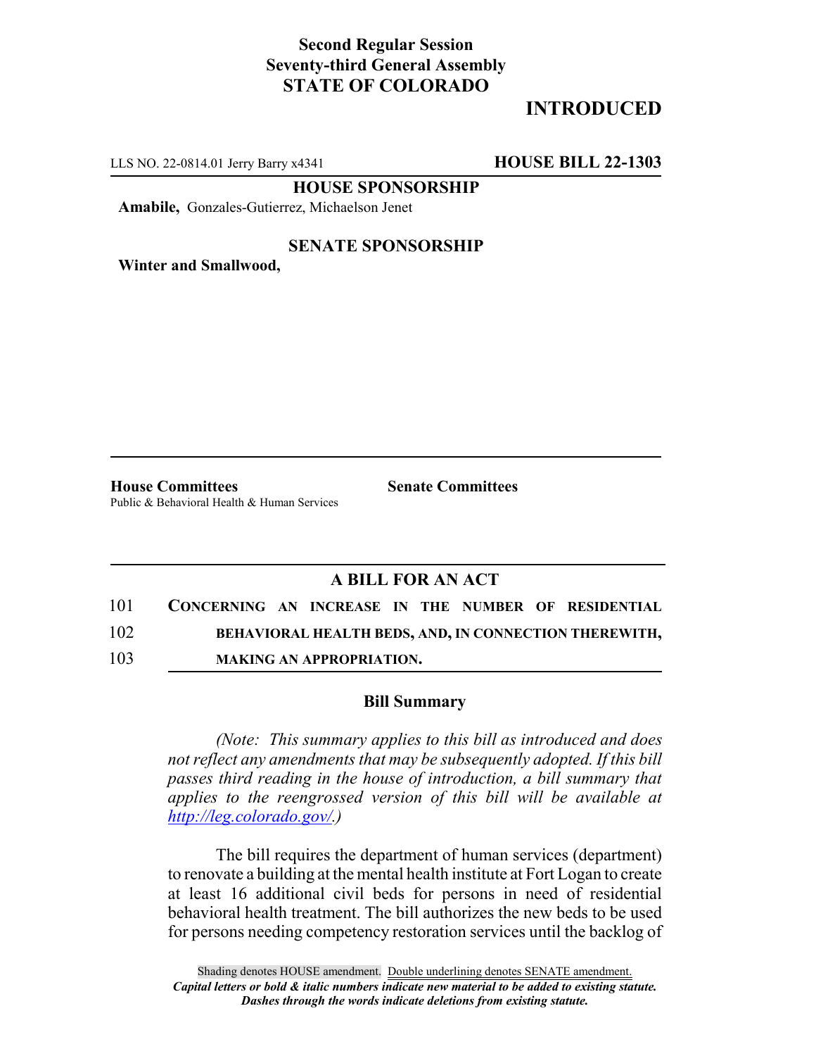**Second Regular Session**
**Seventy-third General Assembly**
**STATE OF COLORADO**

# INTRODUCED

LLS NO. 22-0814.01 Jerry Barry x4341 **HOUSE BILL 22-1303**

**HOUSE SPONSORSHIP**

**Amabile,** Gonzales-Gutierrez, Michaelson Jenet

**SENATE SPONSORSHIP**

**Winter and Smallwood,**

**House Committees**
Public & Behavioral Health & Human Services

**Senate Committees**

## A BILL FOR AN ACT

101 **CONCERNING AN INCREASE IN THE NUMBER OF RESIDENTIAL**
102 **BEHAVIORAL HEALTH BEDS, AND, IN CONNECTION THEREWITH,**
103 **MAKING AN APPROPRIATION.**

### Bill Summary

*(Note: This summary applies to this bill as introduced and does not reflect any amendments that may be subsequently adopted. If this bill passes third reading in the house of introduction, a bill summary that applies to the reengrossed version of this bill will be available at http://leg.colorado.gov/.)*

The bill requires the department of human services (department) to renovate a building at the mental health institute at Fort Logan to create at least 16 additional civil beds for persons in need of residential behavioral health treatment. The bill authorizes the new beds to be used for persons needing competency restoration services until the backlog of

Shading denotes HOUSE amendment. Double underlining denotes SENATE amendment.
*Capital letters or bold & italic numbers indicate new material to be added to existing statute.*
*Dashes through the words indicate deletions from existing statute.*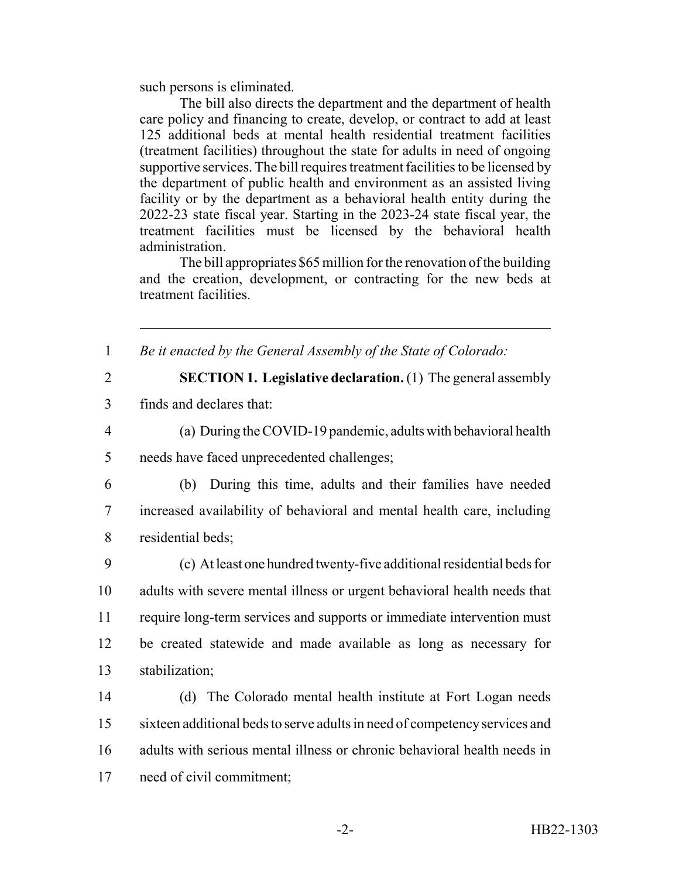such persons is eliminated.

The bill also directs the department and the department of health care policy and financing to create, develop, or contract to add at least 125 additional beds at mental health residential treatment facilities (treatment facilities) throughout the state for adults in need of ongoing supportive services. The bill requires treatment facilities to be licensed by the department of public health and environment as an assisted living facility or by the department as a behavioral health entity during the 2022-23 state fiscal year. Starting in the 2023-24 state fiscal year, the treatment facilities must be licensed by the behavioral health administration.

The bill appropriates $65 million for the renovation of the building and the creation, development, or contracting for the new beds at treatment facilities.

---

1 *Be it enacted by the General Assembly of the State of Colorado:*

2 **SECTION 1. Legislative declaration.** (1) The general assembly
3 finds and declares that:

4 (a) During the COVID-19 pandemic, adults with behavioral health
5 needs have faced unprecedented challenges;

6 (b) During this time, adults and their families have needed
7 increased availability of behavioral and mental health care, including
8 residential beds;

9 (c) At least one hundred twenty-five additional residential beds for
10 adults with severe mental illness or urgent behavioral health needs that
11 require long-term services and supports or immediate intervention must
12 be created statewide and made available as long as necessary for
13 stabilization;

14 (d) The Colorado mental health institute at Fort Logan needs
15 sixteen additional beds to serve adults in need of competency services and
16 adults with serious mental illness or chronic behavioral health needs in
17 need of civil commitment;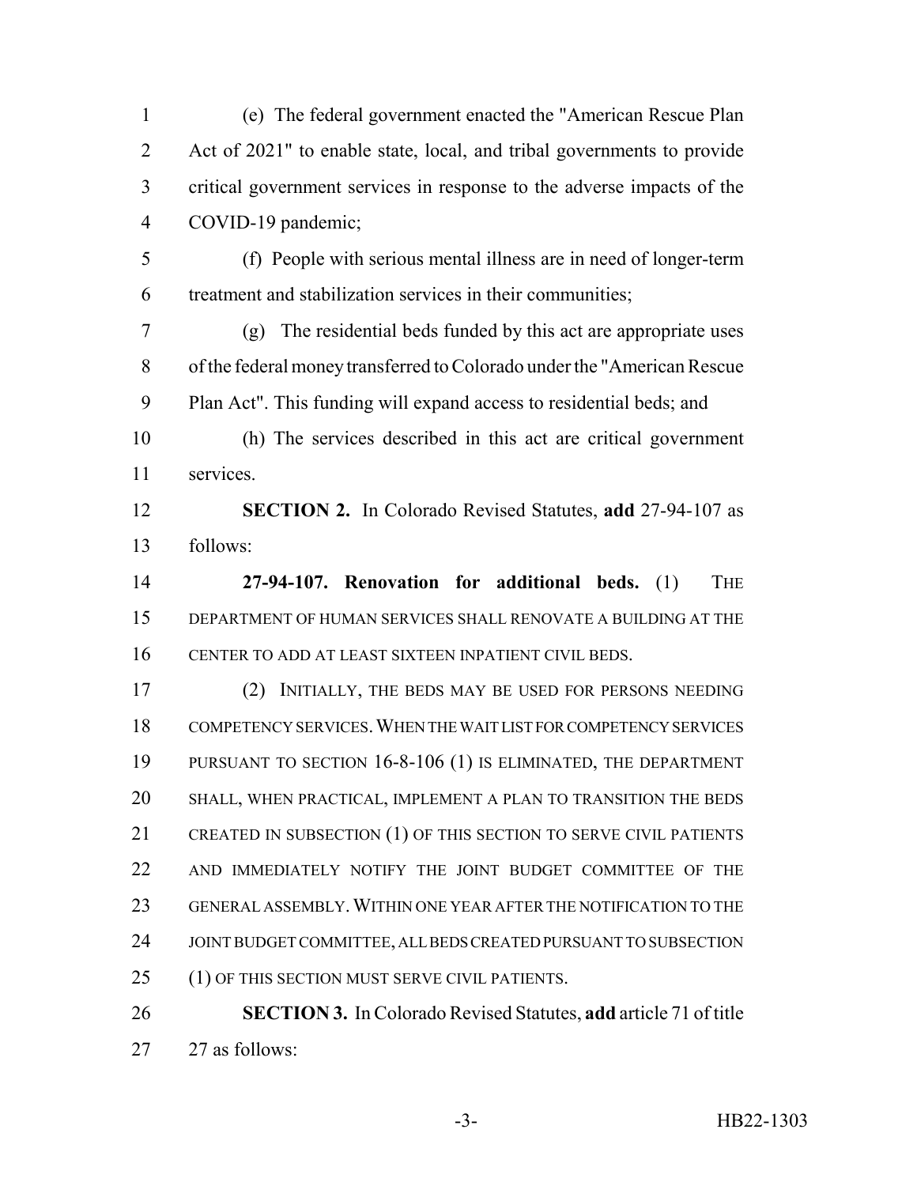(e) The federal government enacted the "American Rescue Plan Act of 2021" to enable state, local, and tribal governments to provide critical government services in response to the adverse impacts of the COVID-19 pandemic;

(f) People with serious mental illness are in need of longer-term treatment and stabilization services in their communities;

(g) The residential beds funded by this act are appropriate uses of the federal money transferred to Colorado under the "American Rescue Plan Act". This funding will expand access to residential beds; and

(h) The services described in this act are critical government services.

**SECTION 2.** In Colorado Revised Statutes, **add** 27-94-107 as follows:

**27-94-107. Renovation for additional beds.** (1) THE DEPARTMENT OF HUMAN SERVICES SHALL RENOVATE A BUILDING AT THE CENTER TO ADD AT LEAST SIXTEEN INPATIENT CIVIL BEDS.

(2) INITIALLY, THE BEDS MAY BE USED FOR PERSONS NEEDING COMPETENCY SERVICES. WHEN THE WAIT LIST FOR COMPETENCY SERVICES PURSUANT TO SECTION 16-8-106 (1) IS ELIMINATED, THE DEPARTMENT SHALL, WHEN PRACTICAL, IMPLEMENT A PLAN TO TRANSITION THE BEDS CREATED IN SUBSECTION (1) OF THIS SECTION TO SERVE CIVIL PATIENTS AND IMMEDIATELY NOTIFY THE JOINT BUDGET COMMITTEE OF THE GENERAL ASSEMBLY. WITHIN ONE YEAR AFTER THE NOTIFICATION TO THE JOINT BUDGET COMMITTEE, ALL BEDS CREATED PURSUANT TO SUBSECTION (1) OF THIS SECTION MUST SERVE CIVIL PATIENTS.

**SECTION 3.** In Colorado Revised Statutes, **add** article 71 of title 27 as follows: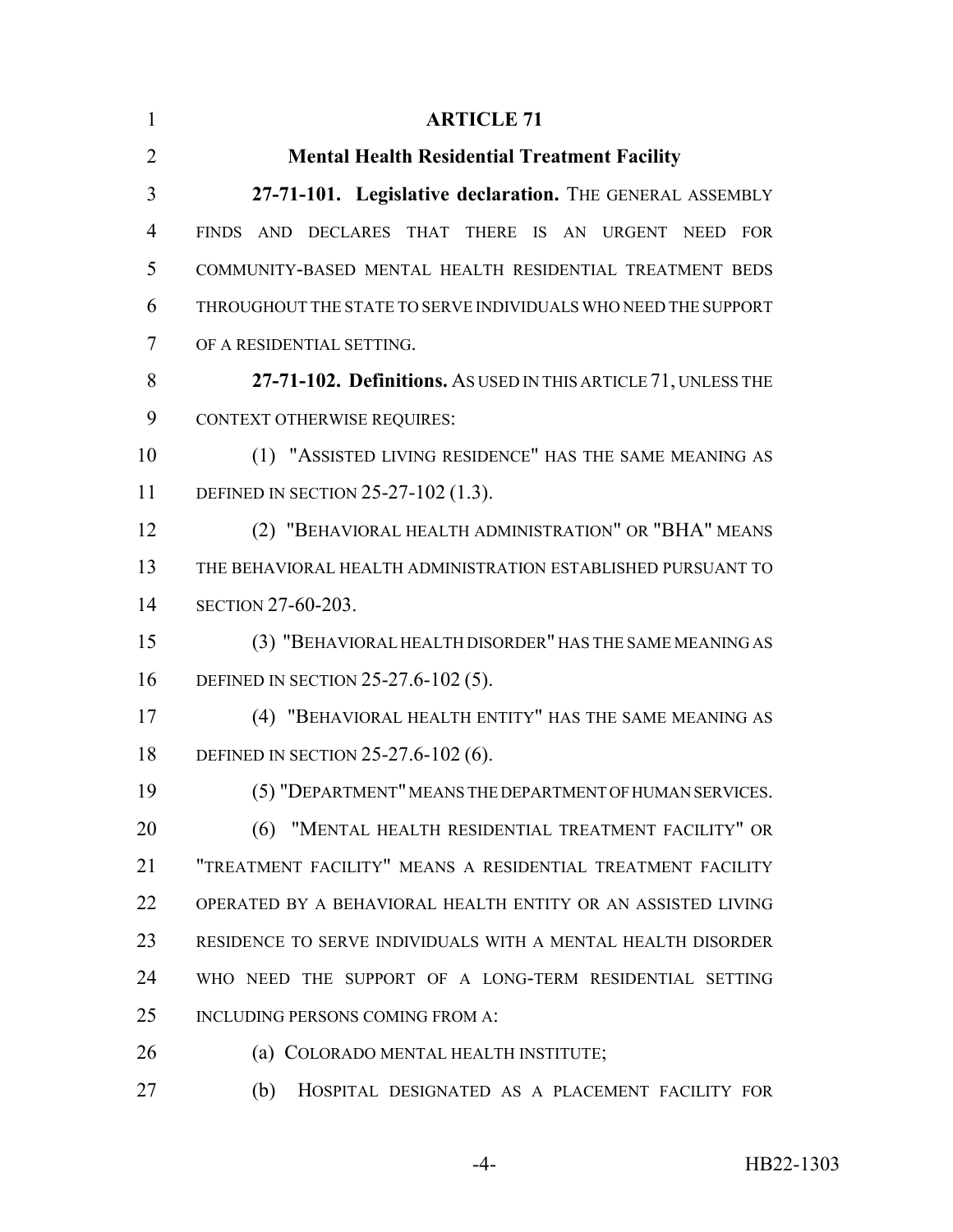# ARTICLE 71

## Mental Health Residential Treatment Facility

**27-71-101. Legislative declaration.** THE GENERAL ASSEMBLY FINDS AND DECLARES THAT THERE IS AN URGENT NEED FOR COMMUNITY-BASED MENTAL HEALTH RESIDENTIAL TREATMENT BEDS THROUGHOUT THE STATE TO SERVE INDIVIDUALS WHO NEED THE SUPPORT OF A RESIDENTIAL SETTING.

**27-71-102. Definitions.** AS USED IN THIS ARTICLE 71, UNLESS THE CONTEXT OTHERWISE REQUIRES:

(1) "ASSISTED LIVING RESIDENCE" HAS THE SAME MEANING AS DEFINED IN SECTION 25-27-102 (1.3).

(2) "BEHAVIORAL HEALTH ADMINISTRATION" OR "BHA" MEANS THE BEHAVIORAL HEALTH ADMINISTRATION ESTABLISHED PURSUANT TO SECTION 27-60-203.

(3) "BEHAVIORAL HEALTH DISORDER" HAS THE SAME MEANING AS DEFINED IN SECTION 25-27.6-102 (5).

(4) "BEHAVIORAL HEALTH ENTITY" HAS THE SAME MEANING AS DEFINED IN SECTION 25-27.6-102 (6).

(5) "DEPARTMENT" MEANS THE DEPARTMENT OF HUMAN SERVICES.

(6) "MENTAL HEALTH RESIDENTIAL TREATMENT FACILITY" OR "TREATMENT FACILITY" MEANS A RESIDENTIAL TREATMENT FACILITY OPERATED BY A BEHAVIORAL HEALTH ENTITY OR AN ASSISTED LIVING RESIDENCE TO SERVE INDIVIDUALS WITH A MENTAL HEALTH DISORDER WHO NEED THE SUPPORT OF A LONG-TERM RESIDENTIAL SETTING INCLUDING PERSONS COMING FROM A:

(a) COLORADO MENTAL HEALTH INSTITUTE;

(b) HOSPITAL DESIGNATED AS A PLACEMENT FACILITY FOR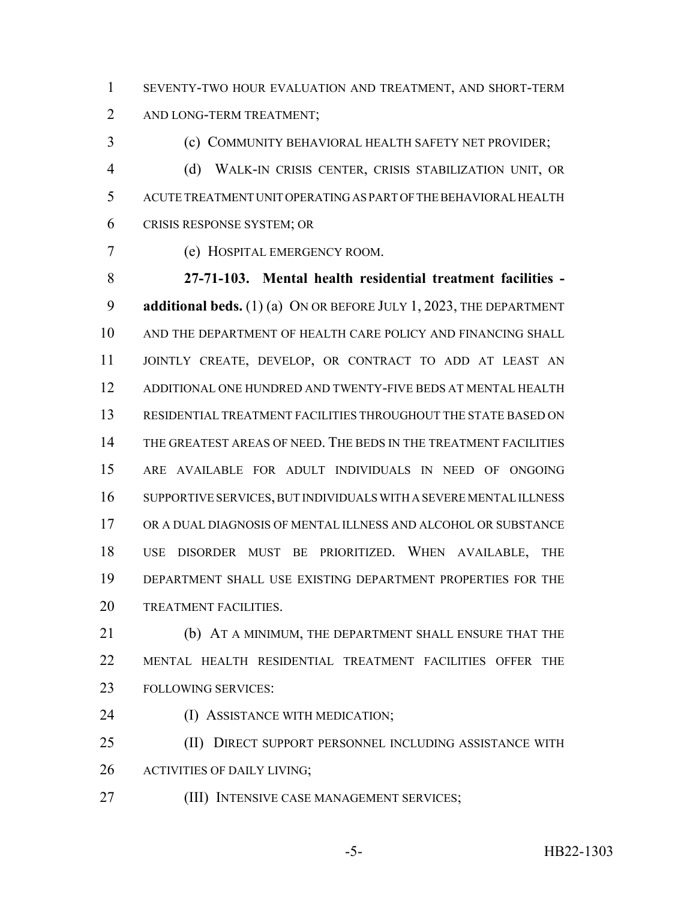SEVENTY-TWO HOUR EVALUATION AND TREATMENT, AND SHORT-TERM AND LONG-TERM TREATMENT;

(c) COMMUNITY BEHAVIORAL HEALTH SAFETY NET PROVIDER;

(d) WALK-IN CRISIS CENTER, CRISIS STABILIZATION UNIT, OR ACUTE TREATMENT UNIT OPERATING AS PART OF THE BEHAVIORAL HEALTH CRISIS RESPONSE SYSTEM; OR

(e) HOSPITAL EMERGENCY ROOM.

**27-71-103. Mental health residential treatment facilities - additional beds.** (1) (a) ON OR BEFORE JULY 1, 2023, THE DEPARTMENT AND THE DEPARTMENT OF HEALTH CARE POLICY AND FINANCING SHALL JOINTLY CREATE, DEVELOP, OR CONTRACT TO ADD AT LEAST AN ADDITIONAL ONE HUNDRED AND TWENTY-FIVE BEDS AT MENTAL HEALTH RESIDENTIAL TREATMENT FACILITIES THROUGHOUT THE STATE BASED ON THE GREATEST AREAS OF NEED. THE BEDS IN THE TREATMENT FACILITIES ARE AVAILABLE FOR ADULT INDIVIDUALS IN NEED OF ONGOING SUPPORTIVE SERVICES, BUT INDIVIDUALS WITH A SEVERE MENTAL ILLNESS OR A DUAL DIAGNOSIS OF MENTAL ILLNESS AND ALCOHOL OR SUBSTANCE USE DISORDER MUST BE PRIORITIZED. WHEN AVAILABLE, THE DEPARTMENT SHALL USE EXISTING DEPARTMENT PROPERTIES FOR THE TREATMENT FACILITIES.

(b) AT A MINIMUM, THE DEPARTMENT SHALL ENSURE THAT THE MENTAL HEALTH RESIDENTIAL TREATMENT FACILITIES OFFER THE FOLLOWING SERVICES:

(I) ASSISTANCE WITH MEDICATION;

(II) DIRECT SUPPORT PERSONNEL INCLUDING ASSISTANCE WITH ACTIVITIES OF DAILY LIVING;

(III) INTENSIVE CASE MANAGEMENT SERVICES;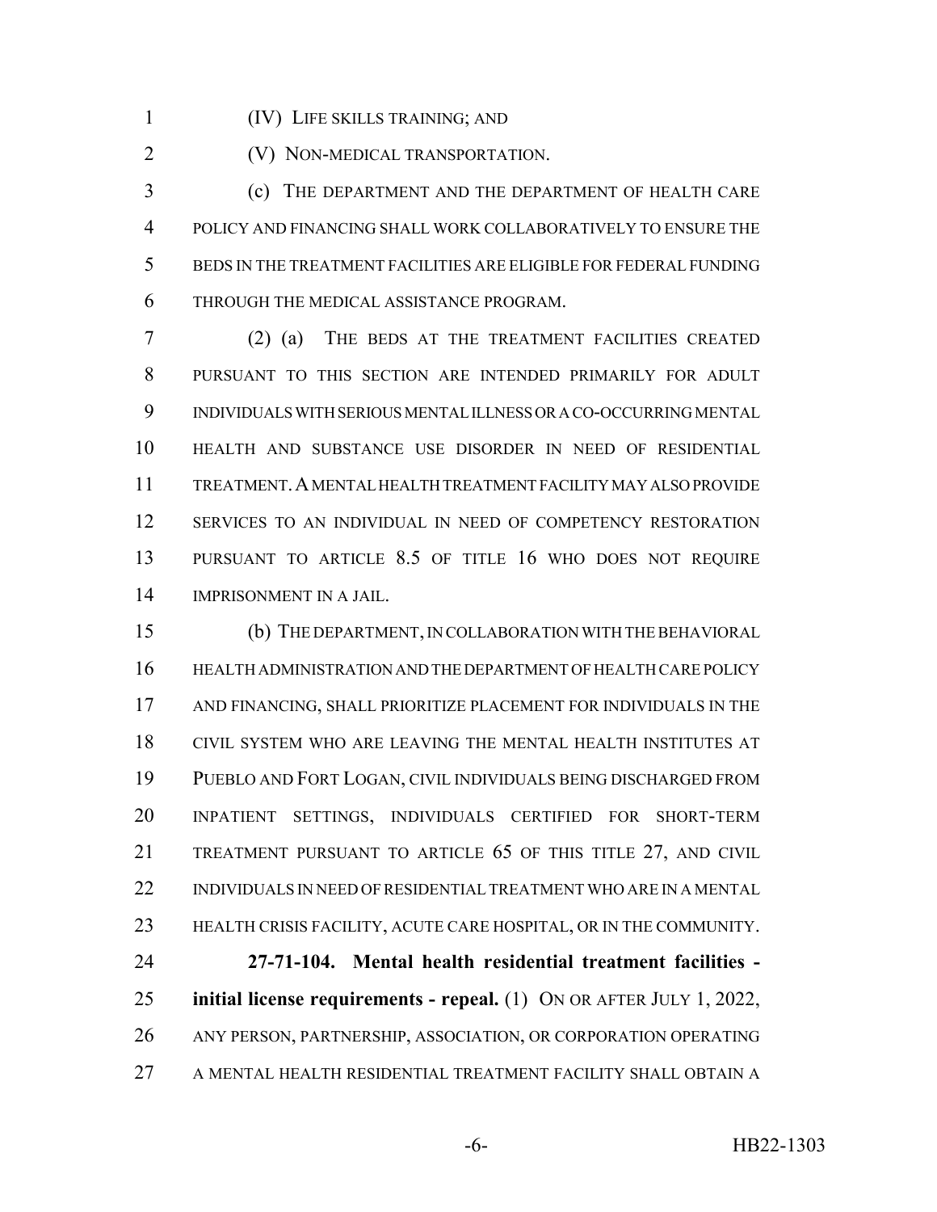(IV) LIFE SKILLS TRAINING; AND

(V) NON-MEDICAL TRANSPORTATION.

(c) THE DEPARTMENT AND THE DEPARTMENT OF HEALTH CARE POLICY AND FINANCING SHALL WORK COLLABORATIVELY TO ENSURE THE BEDS IN THE TREATMENT FACILITIES ARE ELIGIBLE FOR FEDERAL FUNDING THROUGH THE MEDICAL ASSISTANCE PROGRAM.

(2) (a) THE BEDS AT THE TREATMENT FACILITIES CREATED PURSUANT TO THIS SECTION ARE INTENDED PRIMARILY FOR ADULT INDIVIDUALS WITH SERIOUS MENTAL ILLNESS OR A CO-OCCURRING MENTAL HEALTH AND SUBSTANCE USE DISORDER IN NEED OF RESIDENTIAL TREATMENT. A MENTAL HEALTH TREATMENT FACILITY MAY ALSO PROVIDE SERVICES TO AN INDIVIDUAL IN NEED OF COMPETENCY RESTORATION PURSUANT TO ARTICLE 8.5 OF TITLE 16 WHO DOES NOT REQUIRE IMPRISONMENT IN A JAIL.

(b) THE DEPARTMENT, IN COLLABORATION WITH THE BEHAVIORAL HEALTH ADMINISTRATION AND THE DEPARTMENT OF HEALTH CARE POLICY AND FINANCING, SHALL PRIORITIZE PLACEMENT FOR INDIVIDUALS IN THE CIVIL SYSTEM WHO ARE LEAVING THE MENTAL HEALTH INSTITUTES AT PUEBLO AND FORT LOGAN, CIVIL INDIVIDUALS BEING DISCHARGED FROM INPATIENT SETTINGS, INDIVIDUALS CERTIFIED FOR SHORT-TERM TREATMENT PURSUANT TO ARTICLE 65 OF THIS TITLE 27, AND CIVIL INDIVIDUALS IN NEED OF RESIDENTIAL TREATMENT WHO ARE IN A MENTAL HEALTH CRISIS FACILITY, ACUTE CARE HOSPITAL, OR IN THE COMMUNITY.

**27-71-104. Mental health residential treatment facilities - initial license requirements - repeal.** (1) ON OR AFTER JULY 1, 2022, ANY PERSON, PARTNERSHIP, ASSOCIATION, OR CORPORATION OPERATING A MENTAL HEALTH RESIDENTIAL TREATMENT FACILITY SHALL OBTAIN A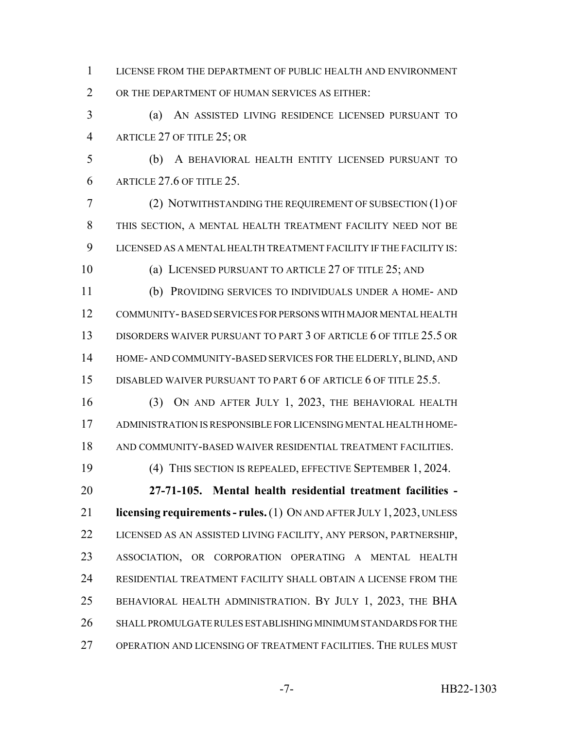LICENSE FROM THE DEPARTMENT OF PUBLIC HEALTH AND ENVIRONMENT OR THE DEPARTMENT OF HUMAN SERVICES AS EITHER:

(a) AN ASSISTED LIVING RESIDENCE LICENSED PURSUANT TO ARTICLE 27 OF TITLE 25; OR

(b) A BEHAVIORAL HEALTH ENTITY LICENSED PURSUANT TO ARTICLE 27.6 OF TITLE 25.

(2) NOTWITHSTANDING THE REQUIREMENT OF SUBSECTION (1) OF THIS SECTION, A MENTAL HEALTH TREATMENT FACILITY NEED NOT BE LICENSED AS A MENTAL HEALTH TREATMENT FACILITY IF THE FACILITY IS:

(a) LICENSED PURSUANT TO ARTICLE 27 OF TITLE 25; AND

(b) PROVIDING SERVICES TO INDIVIDUALS UNDER A HOME- AND COMMUNITY- BASED SERVICES FOR PERSONS WITH MAJOR MENTAL HEALTH DISORDERS WAIVER PURSUANT TO PART 3 OF ARTICLE 6 OF TITLE 25.5 OR HOME- AND COMMUNITY-BASED SERVICES FOR THE ELDERLY, BLIND, AND DISABLED WAIVER PURSUANT TO PART 6 OF ARTICLE 6 OF TITLE 25.5.

(3) ON AND AFTER JULY 1, 2023, THE BEHAVIORAL HEALTH ADMINISTRATION IS RESPONSIBLE FOR LICENSING MENTAL HEALTH HOME- AND COMMUNITY-BASED WAIVER RESIDENTIAL TREATMENT FACILITIES.

(4) THIS SECTION IS REPEALED, EFFECTIVE SEPTEMBER 1, 2024.

**27-71-105. Mental health residential treatment facilities - licensing requirements - rules.** (1) ON AND AFTER JULY 1, 2023, UNLESS LICENSED AS AN ASSISTED LIVING FACILITY, ANY PERSON, PARTNERSHIP, ASSOCIATION, OR CORPORATION OPERATING A MENTAL HEALTH RESIDENTIAL TREATMENT FACILITY SHALL OBTAIN A LICENSE FROM THE BEHAVIORAL HEALTH ADMINISTRATION. BY JULY 1, 2023, THE BHA SHALL PROMULGATE RULES ESTABLISHING MINIMUM STANDARDS FOR THE OPERATION AND LICENSING OF TREATMENT FACILITIES. THE RULES MUST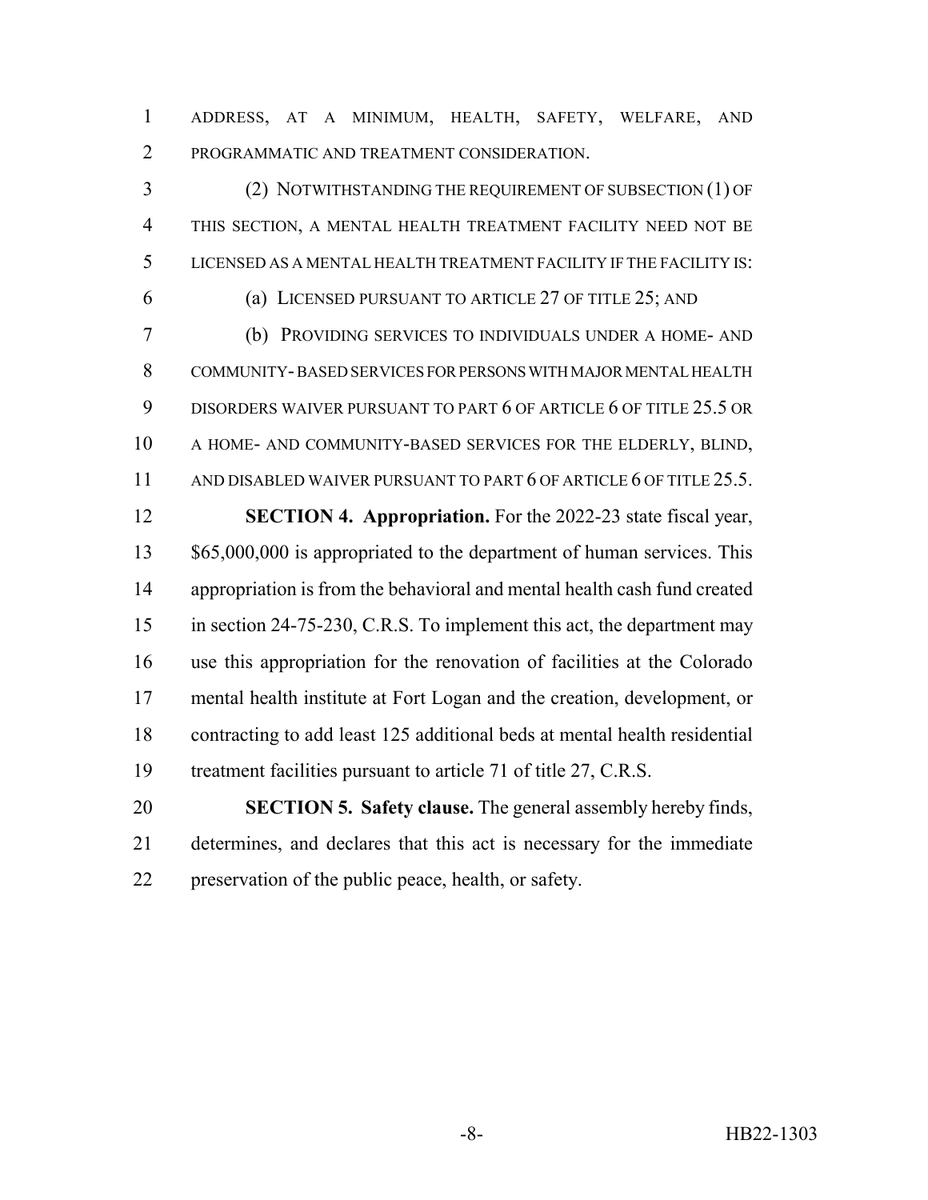ADDRESS, AT A MINIMUM, HEALTH, SAFETY, WELFARE, AND PROGRAMMATIC AND TREATMENT CONSIDERATION.

(2) NOTWITHSTANDING THE REQUIREMENT OF SUBSECTION (1) OF THIS SECTION, A MENTAL HEALTH TREATMENT FACILITY NEED NOT BE LICENSED AS A MENTAL HEALTH TREATMENT FACILITY IF THE FACILITY IS:

(a) LICENSED PURSUANT TO ARTICLE 27 OF TITLE 25; AND

(b) PROVIDING SERVICES TO INDIVIDUALS UNDER A HOME- AND COMMUNITY- BASED SERVICES FOR PERSONS WITH MAJOR MENTAL HEALTH DISORDERS WAIVER PURSUANT TO PART 6 OF ARTICLE 6 OF TITLE 25.5 OR A HOME- AND COMMUNITY-BASED SERVICES FOR THE ELDERLY, BLIND, AND DISABLED WAIVER PURSUANT TO PART 6 OF ARTICLE 6 OF TITLE 25.5.

**SECTION 4. Appropriation.** For the 2022-23 state fiscal year, $65,000,000 is appropriated to the department of human services. This appropriation is from the behavioral and mental health cash fund created in section 24-75-230, C.R.S. To implement this act, the department may use this appropriation for the renovation of facilities at the Colorado mental health institute at Fort Logan and the creation, development, or contracting to add least 125 additional beds at mental health residential treatment facilities pursuant to article 71 of title 27, C.R.S.

**SECTION 5. Safety clause.** The general assembly hereby finds, determines, and declares that this act is necessary for the immediate preservation of the public peace, health, or safety.